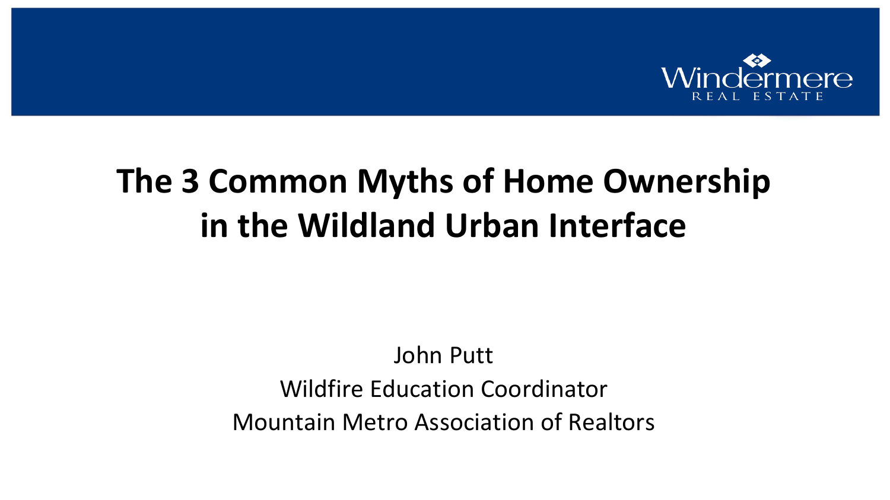Windermere REAL ESTATE

# The 3 Common Myths of Home Ownership in the Wildland Urban Interface

John Putt
Wildfire Education Coordinator
Mountain Metro Association of Realtors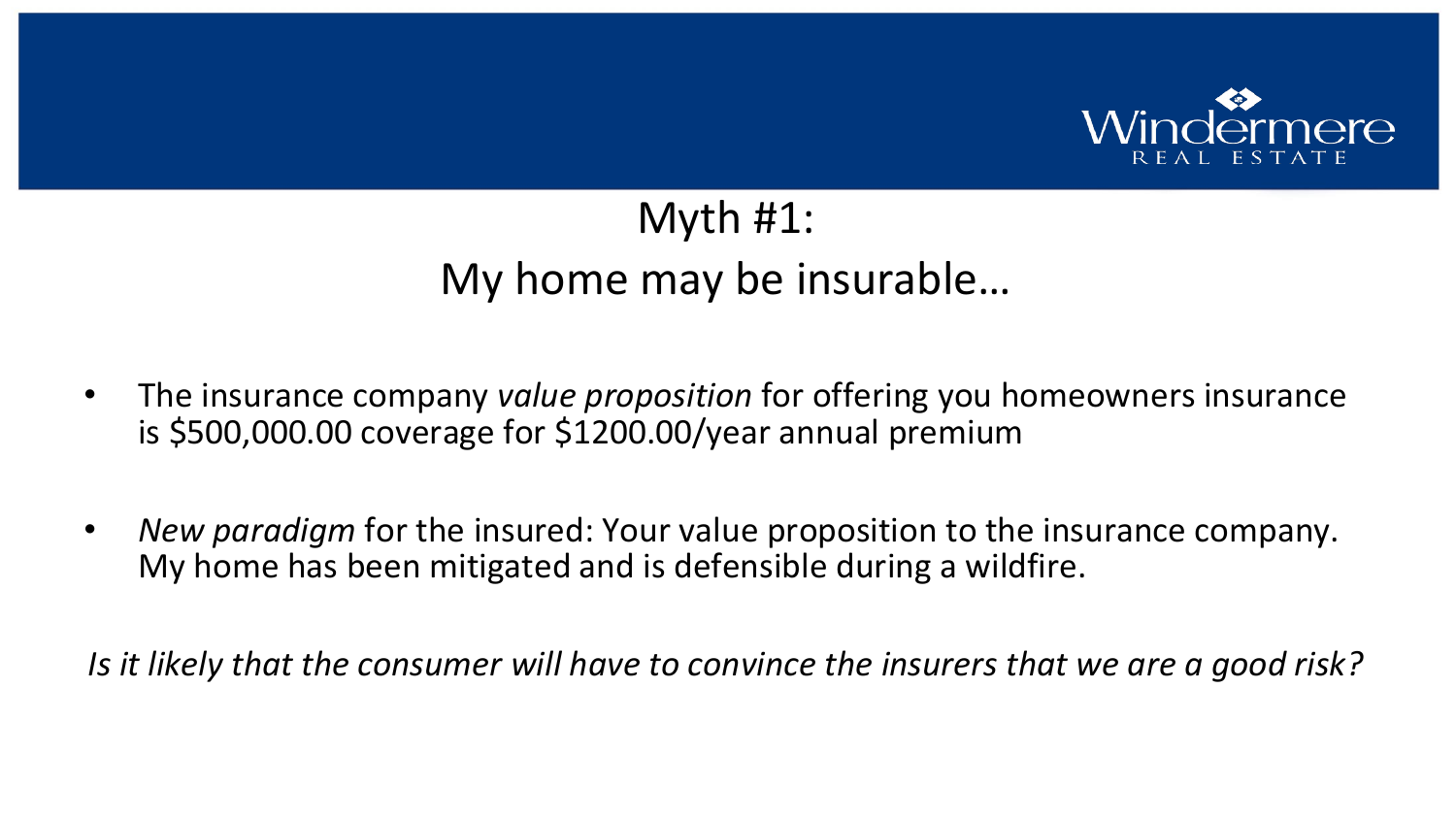# Myth #1:
## My home may be insurable…

- The insurance company *value proposition* for offering you homeowners insurance is $500,000.00 coverage for $1200.00/year annual premium

- *New paradigm* for the insured: Your value proposition to the insurance company. My home has been mitigated and is defensible during a wildfire.

*Is it likely that the consumer will have to convince the insurers that we are a good risk?*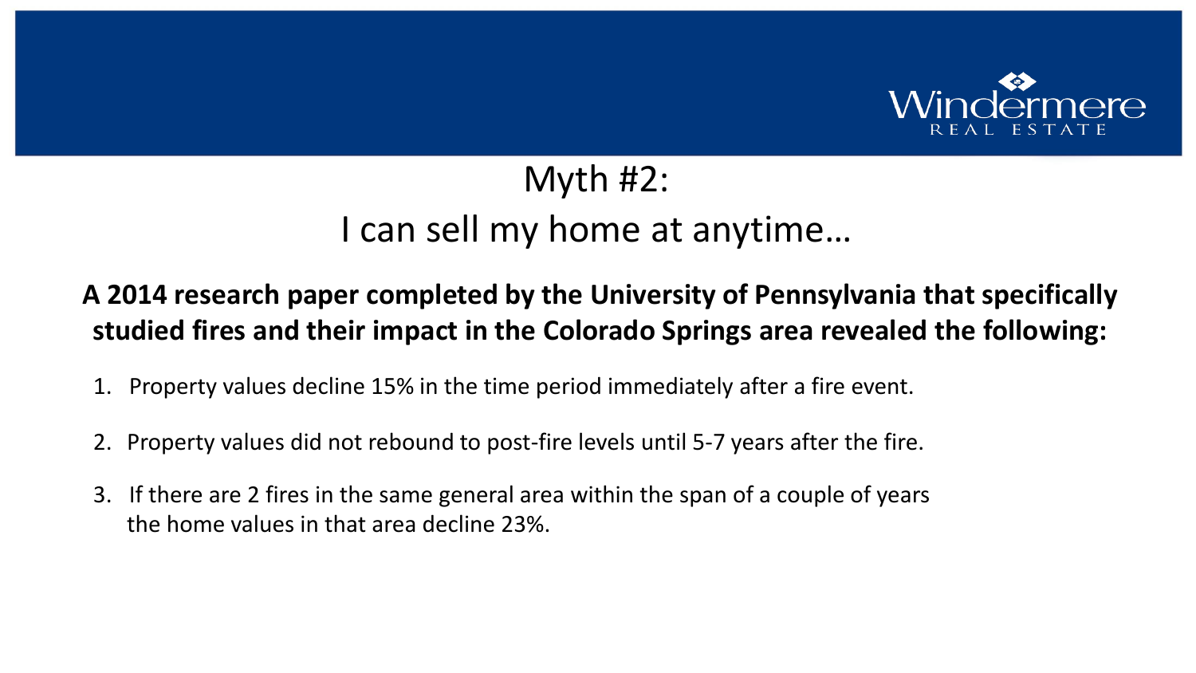# Myth #2:

# I can sell my home at anytime…

**A 2014 research paper completed by the University of Pennsylvania that specifically studied fires and their impact in the Colorado Springs area revealed the following:**

1. Property values decline 15% in the time period immediately after a fire event.
2. Property values did not rebound to post-fire levels until 5-7 years after the fire.
3. If there are 2 fires in the same general area within the span of a couple of years the home values in that area decline 23%.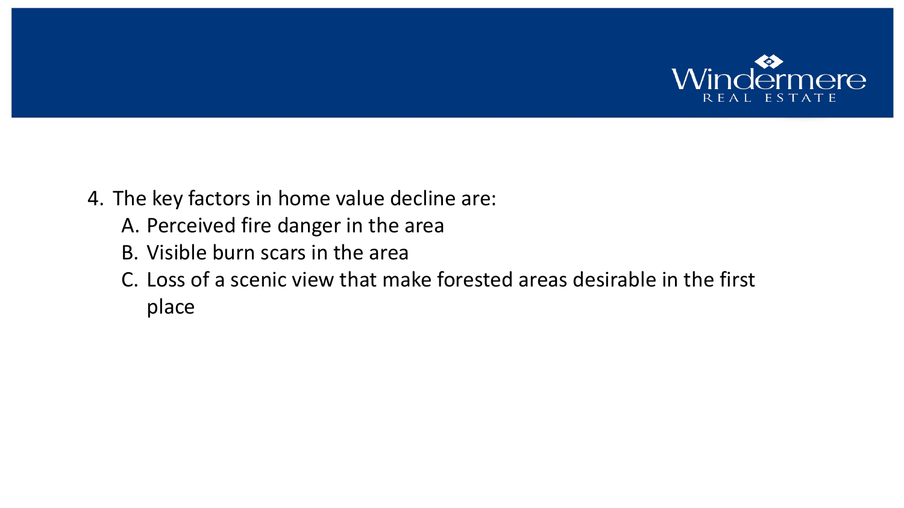4. The key factors in home value decline are:
    A. Perceived fire danger in the area
    B. Visible burn scars in the area
    C. Loss of a scenic view that make forested areas desirable in the first place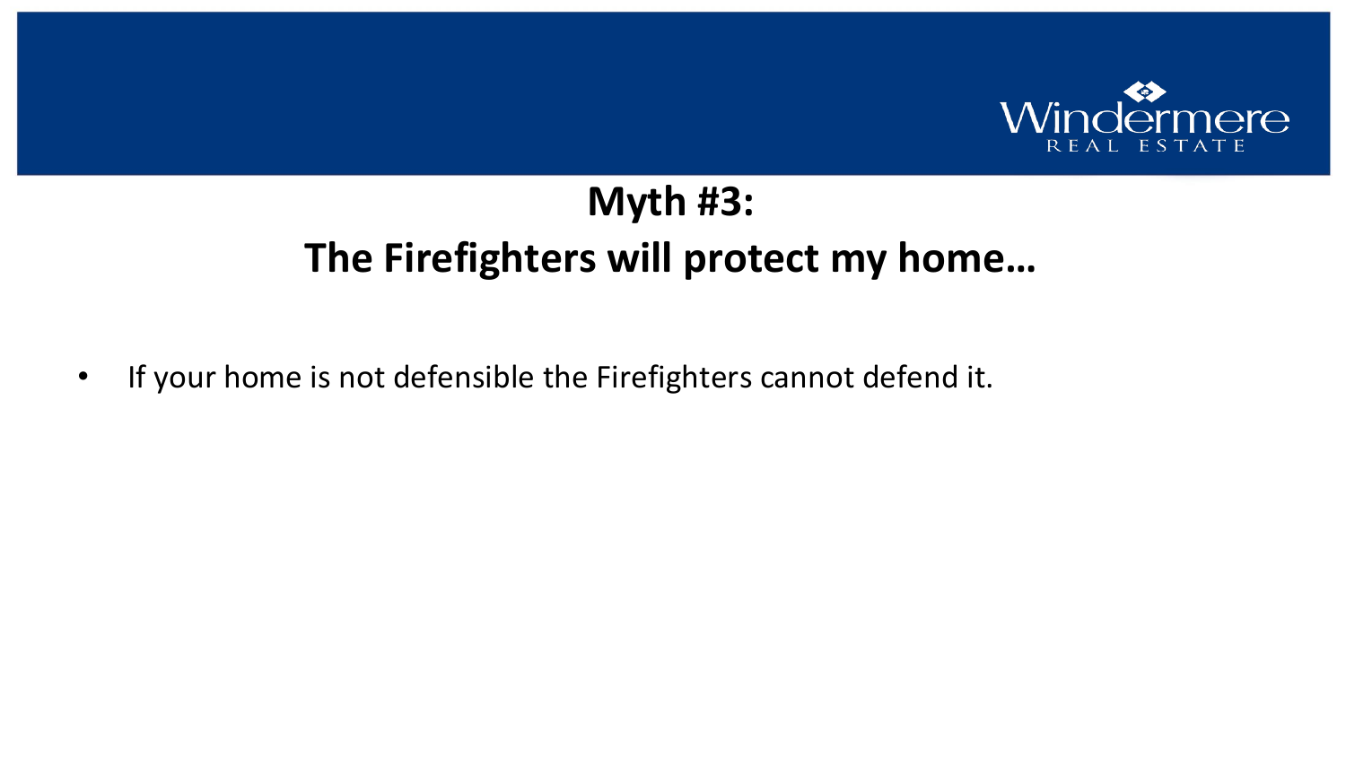# Myth #3:
# The Firefighters will protect my home…

- If your home is not defensible the Firefighters cannot defend it.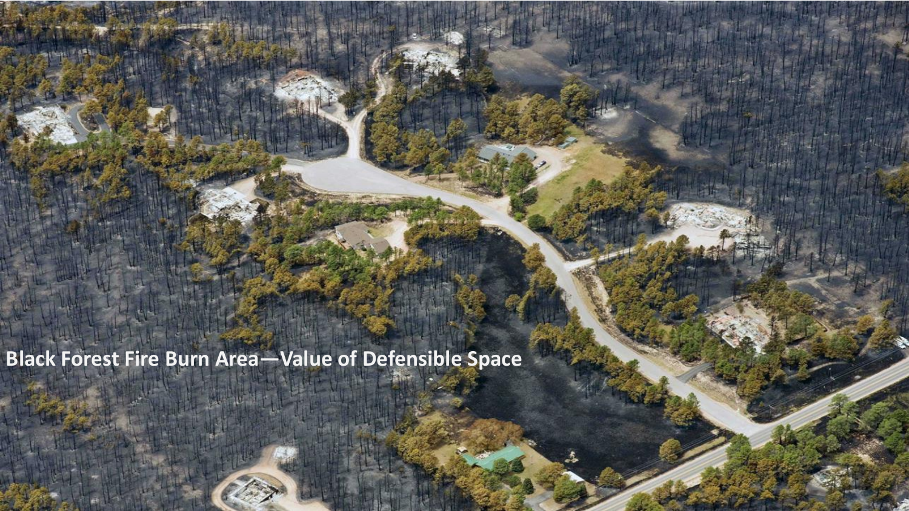Black Forest Fire Burn Area—Value of Defensible Space